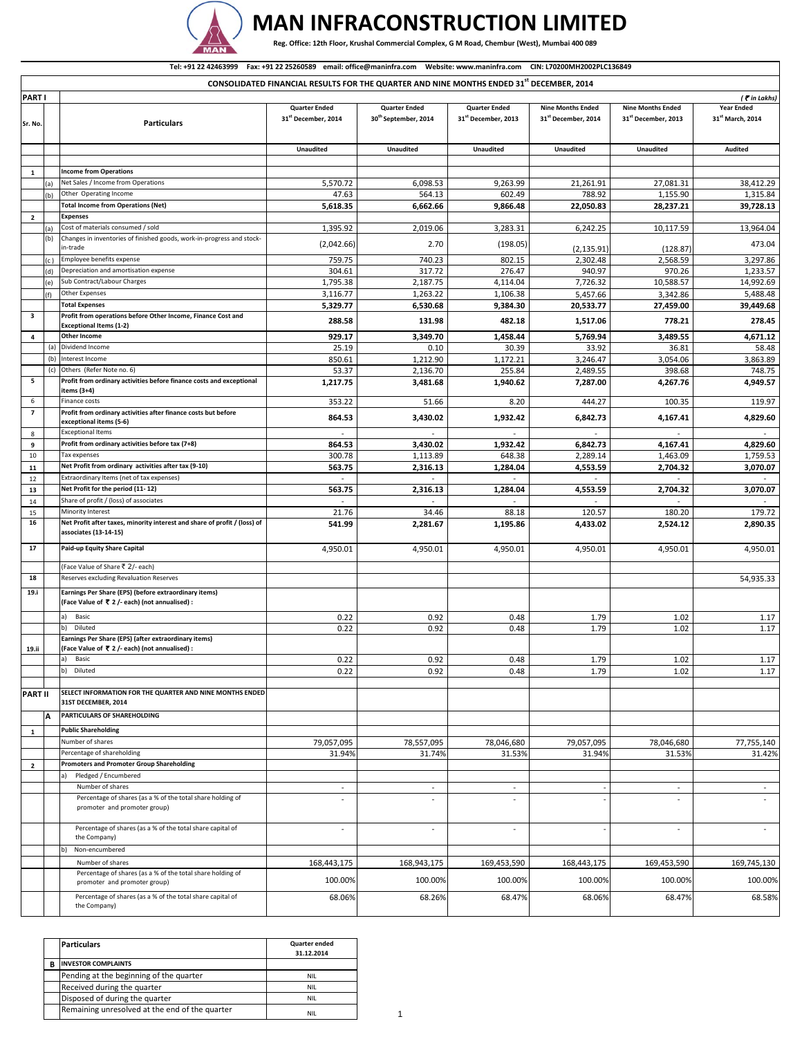# MAN INFRACONSTRUCTION LIMITED

**Reg. Office: 12th Floor, Krushal Commercial Complex, G M Road, Chembur (West), Mumbai 400 089**

**Tel: +91 22 42463999 Fax: +91 22 25260589 email: office@maninfra.com Website: www.maninfra.com CIN: L70200MH2002PLC136849**

**CONSOLIDATED FINANCIAL RESULTS FOR THE QUARTER AND NINE MONTHS ENDED 31st DECEMBER, 2014**

*(₹ in Lakhs)*

| Sr. No. | | Particulars | Quarter Ended 31st December, 2014 | Quarter Ended 30th September, 2014 | Quarter Ended 31st December, 2013 | Nine Months Ended 31st December, 2014 | Nine Months Ended 31st December, 2013 | Year Ended 31st March, 2014 |
|---|---|---|---|---|---|---|---|---|
| **PART I** | | | **Unaudited** | **Unaudited** | **Unaudited** | **Unaudited** | **Unaudited** | **Audited** |
| **1** | | **Income from Operations** | | | | | | |
| | (a) | Net Sales / Income from Operations | 5,570.72 | 6,098.53 | 9,263.99 | 21,261.91 | 27,081.31 | 38,412.29 |
| | (b) | Other Operating Income | 47.63 | 564.13 | 602.49 | 788.92 | 1,155.90 | 1,315.84 |
| | | **Total Income from Operations (Net)** | **5,618.35** | **6,662.66** | **9,866.48** | **22,050.83** | **28,237.21** | **39,728.13** |
| **2** | | **Expenses** | | | | | | |
| | (a) | Cost of materials consumed / sold | 1,395.92 | 2,019.06 | 3,283.31 | 6,242.25 | 10,117.59 | 13,964.04 |
| | (b) | Changes in inventories of finished goods, work-in-progress and stock-in-trade | (2,042.66) | 2.70 | (198.05) | (2,135.91) | (128.87) | 473.04 |
| | (c) | Employee benefits expense | 759.75 | 740.23 | 802.15 | 2,302.48 | 2,568.59 | 3,297.86 |
| | (d) | Depreciation and amortisation expense | 304.61 | 317.72 | 276.47 | 940.97 | 970.26 | 1,233.57 |
| | (e) | Sub Contract/Labour Charges | 1,795.38 | 2,187.75 | 4,114.04 | 7,726.32 | 10,588.57 | 14,992.69 |
| | (f) | Other Expenses | 3,116.77 | 1,263.22 | 1,106.38 | 5,457.66 | 3,342.86 | 5,488.48 |
| | | **Total Expenses** | **5,329.77** | **6,530.68** | **9,384.30** | **20,533.77** | **27,459.00** | **39,449.68** |
| **3** | | **Profit from operations before Other Income, Finance Cost and Exceptional Items (1-2)** | **288.58** | **131.98** | **482.18** | **1,517.06** | **778.21** | **278.45** |
| **4** | | **Other Income** | **929.17** | **3,349.70** | **1,458.44** | **5,769.94** | **3,489.55** | **4,671.12** |
| | (a) | Dividend Income | 25.19 | 0.10 | 30.39 | 33.92 | 36.81 | 58.48 |
| | (b) | Interest Income | 850.61 | 1,212.90 | 1,172.21 | 3,246.47 | 3,054.06 | 3,863.89 |
| | (c) | Others (Refer Note no. 6) | 53.37 | 2,136.70 | 255.84 | 2,489.55 | 398.68 | 748.75 |
| **5** | | **Profit from ordinary activities before finance costs and exceptional items (3+4)** | **1,217.75** | **3,481.68** | **1,940.62** | **7,287.00** | **4,267.76** | **4,949.57** |
| 6 | | Finance costs | 353.22 | 51.66 | 8.20 | 444.27 | 100.35 | 119.97 |
| **7** | | **Profit from ordinary activities after finance costs but before exceptional items (5-6)** | **864.53** | **3,430.02** | **1,932.42** | **6,842.73** | **4,167.41** | **4,829.60** |
| 8 | | Exceptional Items | - | - | - | - | - | - |
| **9** | | **Profit from ordinary activities before tax (7+8)** | **864.53** | **3,430.02** | **1,932.42** | **6,842.73** | **4,167.41** | **4,829.60** |
| 10 | | Tax expenses | 300.78 | 1,113.89 | 648.38 | 2,289.14 | 1,463.09 | 1,759.53 |
| **11** | | **Net Profit from ordinary activities after tax (9-10)** | **563.75** | **2,316.13** | **1,284.04** | **4,553.59** | **2,704.32** | **3,070.07** |
| 12 | | Extraordinary Items (net of tax expenses) | - | - | - | - | - | - |
| **13** | | **Net Profit for the period (11-12)** | **563.75** | **2,316.13** | **1,284.04** | **4,553.59** | **2,704.32** | **3,070.07** |
| 14 | | Share of profit / (loss) of associates | - | - | - | - | - | - |
| 15 | | Minority Interest | 21.76 | 34.46 | 88.18 | 120.57 | 180.20 | 179.72 |
| **16** | | **Net Profit after taxes, minority interest and share of profit / (loss) of associates (13-14-15)** | **541.99** | **2,281.67** | **1,195.86** | **4,433.02** | **2,524.12** | **2,890.35** |
| **17** | | **Paid-up Equity Share Capital** | 4,950.01 | 4,950.01 | 4,950.01 | 4,950.01 | 4,950.01 | 4,950.01 |
| | | (Face Value of Share ₹ 2/- each) | | | | | | |
| **18** | | Reserves excluding Revaluation Reserves | | | | | | 54,935.33 |
| **19.i** | | **Earnings Per Share (EPS) (before extraordinary items) (Face Value of ₹ 2 /- each) (not annualised) :** | | | | | | |
| | | a) Basic | 0.22 | 0.92 | 0.48 | 1.79 | 1.02 | 1.17 |
| | | b) Diluted | 0.22 | 0.92 | 0.48 | 1.79 | 1.02 | 1.17 |
| **19.ii** | | **Earnings Per Share (EPS) (after extraordinary items) (Face Value of ₹ 2 /- each) (not annualised) :** | | | | | | |
| | | a) Basic | 0.22 | 0.92 | 0.48 | 1.79 | 1.02 | 1.17 |
| | | b) Diluted | 0.22 | 0.92 | 0.48 | 1.79 | 1.02 | 1.17 |
| **PART II** | | **SELECT INFORMATION FOR THE QUARTER AND NINE MONTHS ENDED 31ST DECEMBER, 2014** | | | | | | |
| | **A** | **PARTICULARS OF SHAREHOLDING** | | | | | | |
| **1** | | **Public Shareholding** | | | | | | |
| | | Number of shares | 79,057,095 | 78,557,095 | 78,046,680 | 79,057,095 | 78,046,680 | 77,755,140 |
| | | Percentage of shareholding | 31.94% | 31.74% | 31.53% | 31.94% | 31.53% | 31.42% |
| **2** | | **Promoters and Promoter Group Shareholding** | | | | | | |
| | | a) Pledged / Encumbered | | | | | | |
| | | Number of shares | - | - | - | - | - | - |
| | | Percentage of shares (as a % of the total share holding of promoter and promoter group) | - | - | - | - | - | - |
| | | Percentage of shares (as a % of the total share capital of the Company) | - | - | - | - | - | - |
| | | b) Non-encumbered | | | | | | |
| | | Number of shares | 168,443,175 | 168,943,175 | 169,453,590 | 168,443,175 | 169,453,590 | 169,745,130 |
| | | Percentage of shares (as a % of the total share holding of promoter and promoter group) | 100.00% | 100.00% | 100.00% | 100.00% | 100.00% | 100.00% |
| | | Percentage of shares (as a % of the total share capital of the Company) | 68.06% | 68.26% | 68.47% | 68.06% | 68.47% | 68.58% |

| | Particulars | Quarter ended 31.12.2014 |
|---|---|---|
| **B** | **INVESTOR COMPLAINTS** | |
| | Pending at the beginning of the quarter | NIL |
| | Received during the quarter | NIL |
| | Disposed of during the quarter | NIL |
| | Remaining unresolved at the end of the quarter | NIL |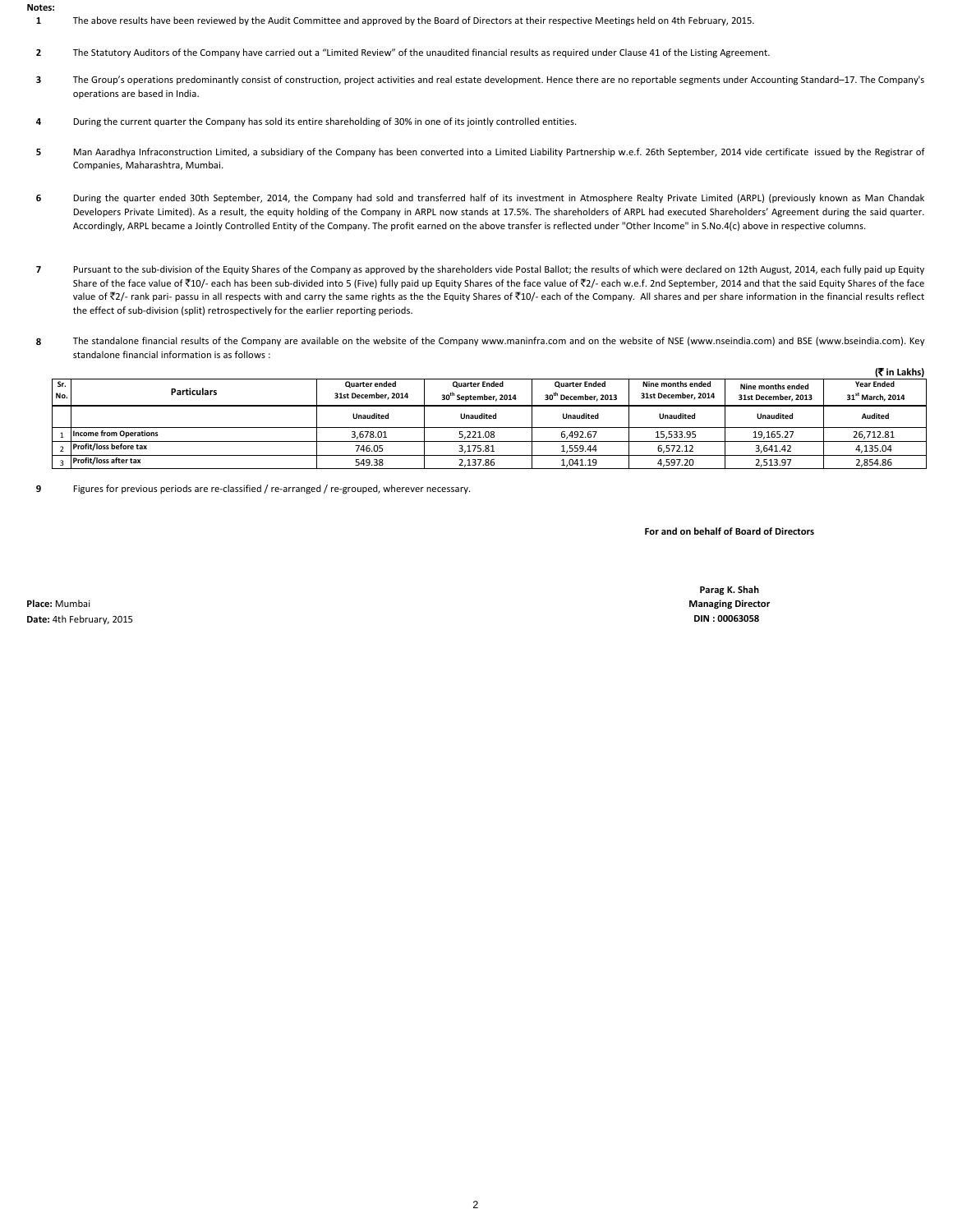**Notes:**

1. The above results have been reviewed by the Audit Committee and approved by the Board of Directors at their respective Meetings held on 4th February, 2015.

2. The Statutory Auditors of the Company have carried out a "Limited Review" of the unaudited financial results as required under Clause 41 of the Listing Agreement.

3. The Group's operations predominantly consist of construction, project activities and real estate development. Hence there are no reportable segments under Accounting Standard–17. The Company's operations are based in India.

4. During the current quarter the Company has sold its entire shareholding of 30% in one of its jointly controlled entities.

5. Man Aaradhya Infraconstruction Limited, a subsidiary of the Company has been converted into a Limited Liability Partnership w.e.f. 26th September, 2014 vide certificate issued by the Registrar of Companies, Maharashtra, Mumbai.

6. During the quarter ended 30th September, 2014, the Company had sold and transferred half of its investment in Atmosphere Realty Private Limited (ARPL) (previously known as Man Chandak Developers Private Limited). As a result, the equity holding of the Company in ARPL now stands at 17.5%. The shareholders of ARPL had executed Shareholders' Agreement during the said quarter. Accordingly, ARPL became a Jointly Controlled Entity of the Company. The profit earned on the above transfer is reflected under "Other Income" in S.No.4(c) above in respective columns.

7. Pursuant to the sub-division of the Equity Shares of the Company as approved by the shareholders vide Postal Ballot; the results of which were declared on 12th August, 2014, each fully paid up Equity Share of the face value of ₹10/- each has been sub-divided into 5 (Five) fully paid up Equity Shares of the face value of ₹2/- each w.e.f. 2nd September, 2014 and that the said Equity Shares of the face value of ₹2/- rank pari- passu in all respects with and carry the same rights as the the Equity Shares of ₹10/- each of the Company. All shares and per share information in the financial results reflect the effect of sub-division (split) retrospectively for the earlier reporting periods.

8. The standalone financial results of the Company are available on the website of the Company www.maninfra.com and on the website of NSE (www.nseindia.com) and BSE (www.bseindia.com). Key standalone financial information is as follows :

**(₹ in Lakhs)**

| Sr. No. | Particulars | Quarter ended 31st December, 2014 | Quarter Ended 30th September, 2014 | Quarter Ended 30th December, 2013 | Nine months ended 31st December, 2014 | Nine months ended 31st December, 2013 | Year Ended 31st March, 2014 |
|---|---|---|---|---|---|---|---|
| | | Unaudited | Unaudited | Unaudited | Unaudited | Unaudited | Audited |
| 1 | Income from Operations | 3,678.01 | 5,221.08 | 6,492.67 | 15,533.95 | 19,165.27 | 26,712.81 |
| 2 | Profit/loss before tax | 746.05 | 3,175.81 | 1,559.44 | 6,572.12 | 3,641.42 | 4,135.04 |
| 3 | Profit/loss after tax | 549.38 | 2,137.86 | 1,041.19 | 4,597.20 | 2,513.97 | 2,854.86 |

9. Figures for previous periods are re-classified / re-arranged / re-grouped, wherever necessary.

**For and on behalf of Board of Directors**

**Parag K. Shah**
**Managing Director**
**DIN : 00063058**

**Place:** Mumbai
**Date:** 4th February, 2015